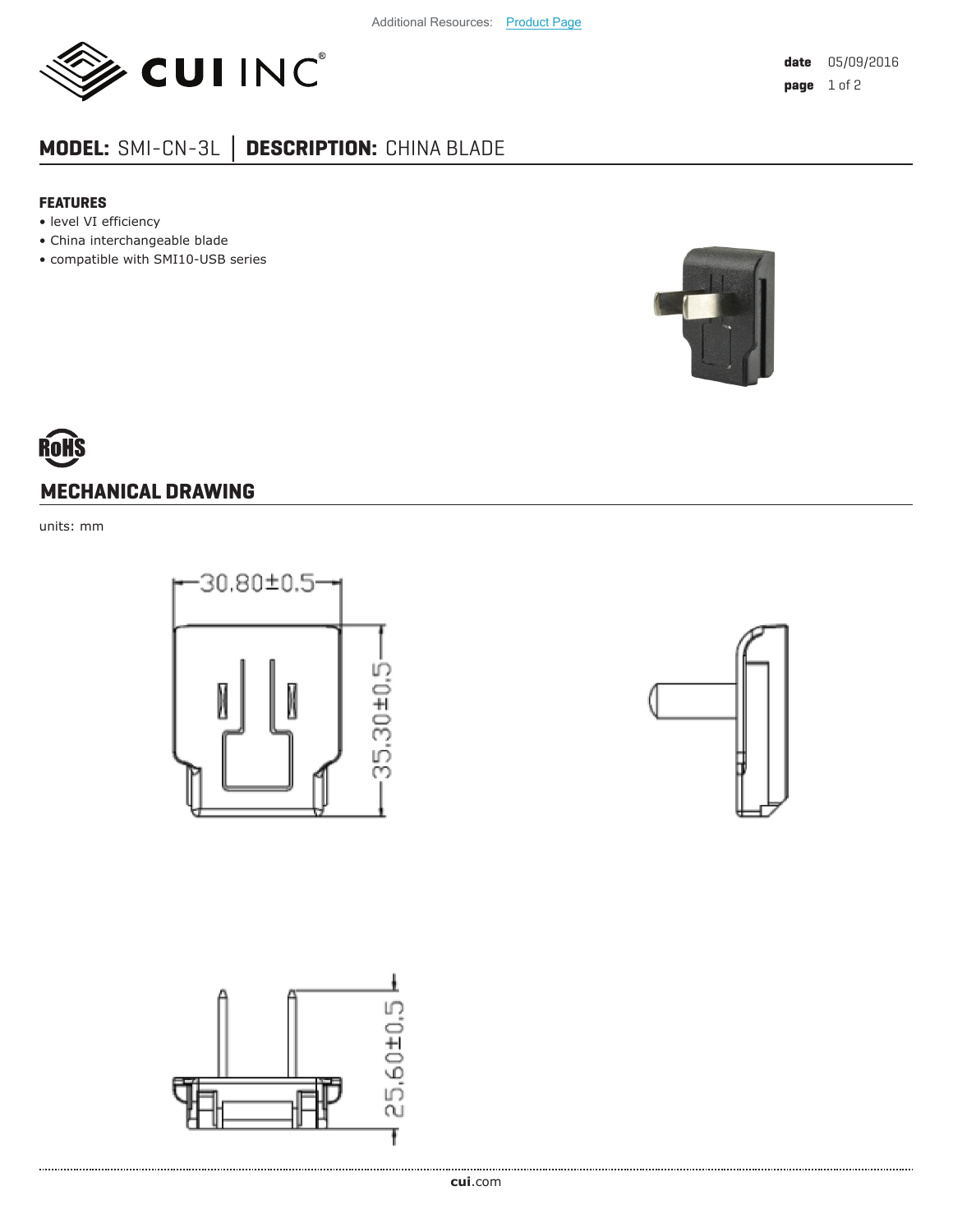Additional Resources: Product Page

date 05/09/2016

# MODEL: SMI-CN-3L | DESCRIPTION: CHINA BLADE

## FEATURES

- level VI efficiency
- China interchangeable blade
- compatible with SMI10-USB series

## MECHANICAL DRAWING

units: mm

30.80±0.5

35.30±0.5

25.60±0.5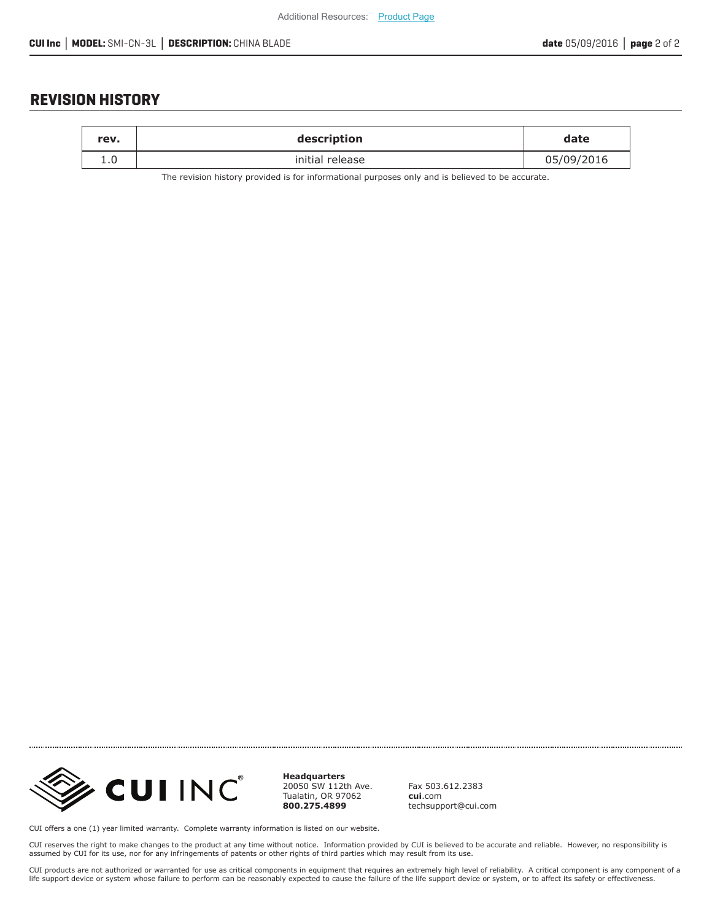## REVISION HISTORY

| rev. | description | date |
|---|---|---|
| 1.0 | initial release | 05/09/2016 |

The revision history provided is for informational purposes only and is believed to be accurate.

**Headquarters**
20050 SW 112th Ave.
Tualatin, OR 97062
**800.275.4899**

Fax 503.612.2383
**cui**.com
techsupport@cui.com

CUI offers a one (1) year limited warranty. Complete warranty information is listed on our website.

CUI reserves the right to make changes to the product at any time without notice. Information provided by CUI is believed to be accurate and reliable. However, no responsibility is assumed by CUI for its use, nor for any infringements of patents or other rights of third parties which may result from its use.

CUI products are not authorized or warranted for use as critical components in equipment that requires an extremely high level of reliability. A critical component is any component of a life support device or system whose failure to perform can be reasonably expected to cause the failure of the life support device or system, or to affect its safety or effectiveness.